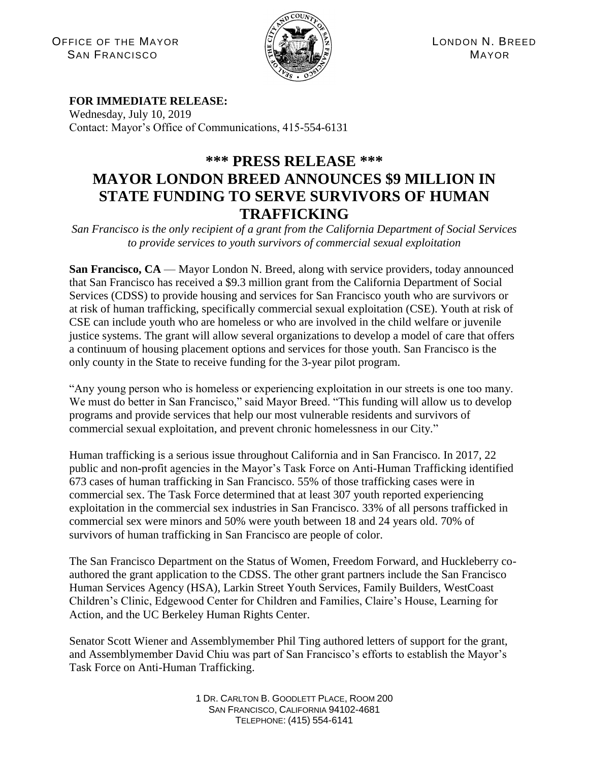OFFICE OF THE MAYOR
SAN FRANCISCO

LONDON N. BREED
MAYOR

**FOR IMMEDIATE RELEASE:**
Wednesday, July 10, 2019
Contact: Mayor's Office of Communications, 415-554-6131

# \*\*\* PRESS RELEASE \*\*\*
# MAYOR LONDON BREED ANNOUNCES $9 MILLION IN STATE FUNDING TO SERVE SURVIVORS OF HUMAN TRAFFICKING

*San Francisco is the only recipient of a grant from the California Department of Social Services to provide services to youth survivors of commercial sexual exploitation*

**San Francisco, CA** — Mayor London N. Breed, along with service providers, today announced that San Francisco has received a $9.3 million grant from the California Department of Social Services (CDSS) to provide housing and services for San Francisco youth who are survivors or at risk of human trafficking, specifically commercial sexual exploitation (CSE). Youth at risk of CSE can include youth who are homeless or who are involved in the child welfare or juvenile justice systems. The grant will allow several organizations to develop a model of care that offers a continuum of housing placement options and services for those youth. San Francisco is the only county in the State to receive funding for the 3-year pilot program.

"Any young person who is homeless or experiencing exploitation in our streets is one too many. We must do better in San Francisco," said Mayor Breed. "This funding will allow us to develop programs and provide services that help our most vulnerable residents and survivors of commercial sexual exploitation, and prevent chronic homelessness in our City."

Human trafficking is a serious issue throughout California and in San Francisco. In 2017, 22 public and non-profit agencies in the Mayor's Task Force on Anti-Human Trafficking identified 673 cases of human trafficking in San Francisco. 55% of those trafficking cases were in commercial sex. The Task Force determined that at least 307 youth reported experiencing exploitation in the commercial sex industries in San Francisco. 33% of all persons trafficked in commercial sex were minors and 50% were youth between 18 and 24 years old. 70% of survivors of human trafficking in San Francisco are people of color.

The San Francisco Department on the Status of Women, Freedom Forward, and Huckleberry co-authored the grant application to the CDSS. The other grant partners include the San Francisco Human Services Agency (HSA), Larkin Street Youth Services, Family Builders, WestCoast Children's Clinic, Edgewood Center for Children and Families, Claire's House, Learning for Action, and the UC Berkeley Human Rights Center.

Senator Scott Wiener and Assemblymember Phil Ting authored letters of support for the grant, and Assemblymember David Chiu was part of San Francisco's efforts to establish the Mayor's Task Force on Anti-Human Trafficking.

1 DR. CARLTON B. GOODLETT PLACE, ROOM 200
SAN FRANCISCO, CALIFORNIA 94102-4681
TELEPHONE: (415) 554-6141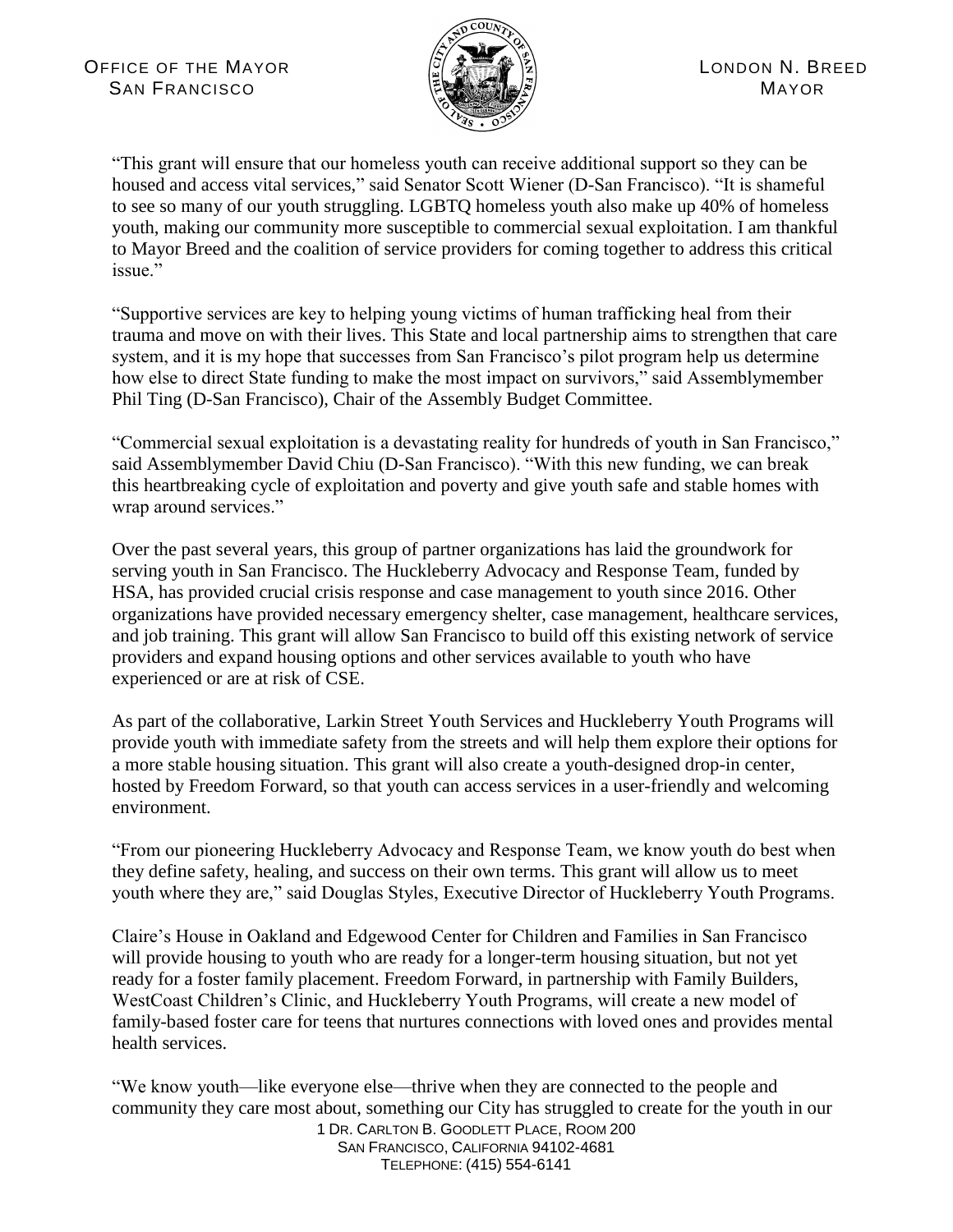"This grant will ensure that our homeless youth can receive additional support so they can be housed and access vital services," said Senator Scott Wiener (D-San Francisco). "It is shameful to see so many of our youth struggling. LGBTQ homeless youth also make up 40% of homeless youth, making our community more susceptible to commercial sexual exploitation. I am thankful to Mayor Breed and the coalition of service providers for coming together to address this critical issue."

"Supportive services are key to helping young victims of human trafficking heal from their trauma and move on with their lives. This State and local partnership aims to strengthen that care system, and it is my hope that successes from San Francisco's pilot program help us determine how else to direct State funding to make the most impact on survivors," said Assemblymember Phil Ting (D-San Francisco), Chair of the Assembly Budget Committee.

"Commercial sexual exploitation is a devastating reality for hundreds of youth in San Francisco," said Assemblymember David Chiu (D-San Francisco). "With this new funding, we can break this heartbreaking cycle of exploitation and poverty and give youth safe and stable homes with wrap around services."

Over the past several years, this group of partner organizations has laid the groundwork for serving youth in San Francisco. The Huckleberry Advocacy and Response Team, funded by HSA, has provided crucial crisis response and case management to youth since 2016. Other organizations have provided necessary emergency shelter, case management, healthcare services, and job training. This grant will allow San Francisco to build off this existing network of service providers and expand housing options and other services available to youth who have experienced or are at risk of CSE.

As part of the collaborative, Larkin Street Youth Services and Huckleberry Youth Programs will provide youth with immediate safety from the streets and will help them explore their options for a more stable housing situation. This grant will also create a youth-designed drop-in center, hosted by Freedom Forward, so that youth can access services in a user-friendly and welcoming environment.

"From our pioneering Huckleberry Advocacy and Response Team, we know youth do best when they define safety, healing, and success on their own terms. This grant will allow us to meet youth where they are," said Douglas Styles, Executive Director of Huckleberry Youth Programs.

Claire's House in Oakland and Edgewood Center for Children and Families in San Francisco will provide housing to youth who are ready for a longer-term housing situation, but not yet ready for a foster family placement. Freedom Forward, in partnership with Family Builders, WestCoast Children's Clinic, and Huckleberry Youth Programs, will create a new model of family-based foster care for teens that nurtures connections with loved ones and provides mental health services.

"We know youth—like everyone else—thrive when they are connected to the people and community they care most about, something our City has struggled to create for the youth in our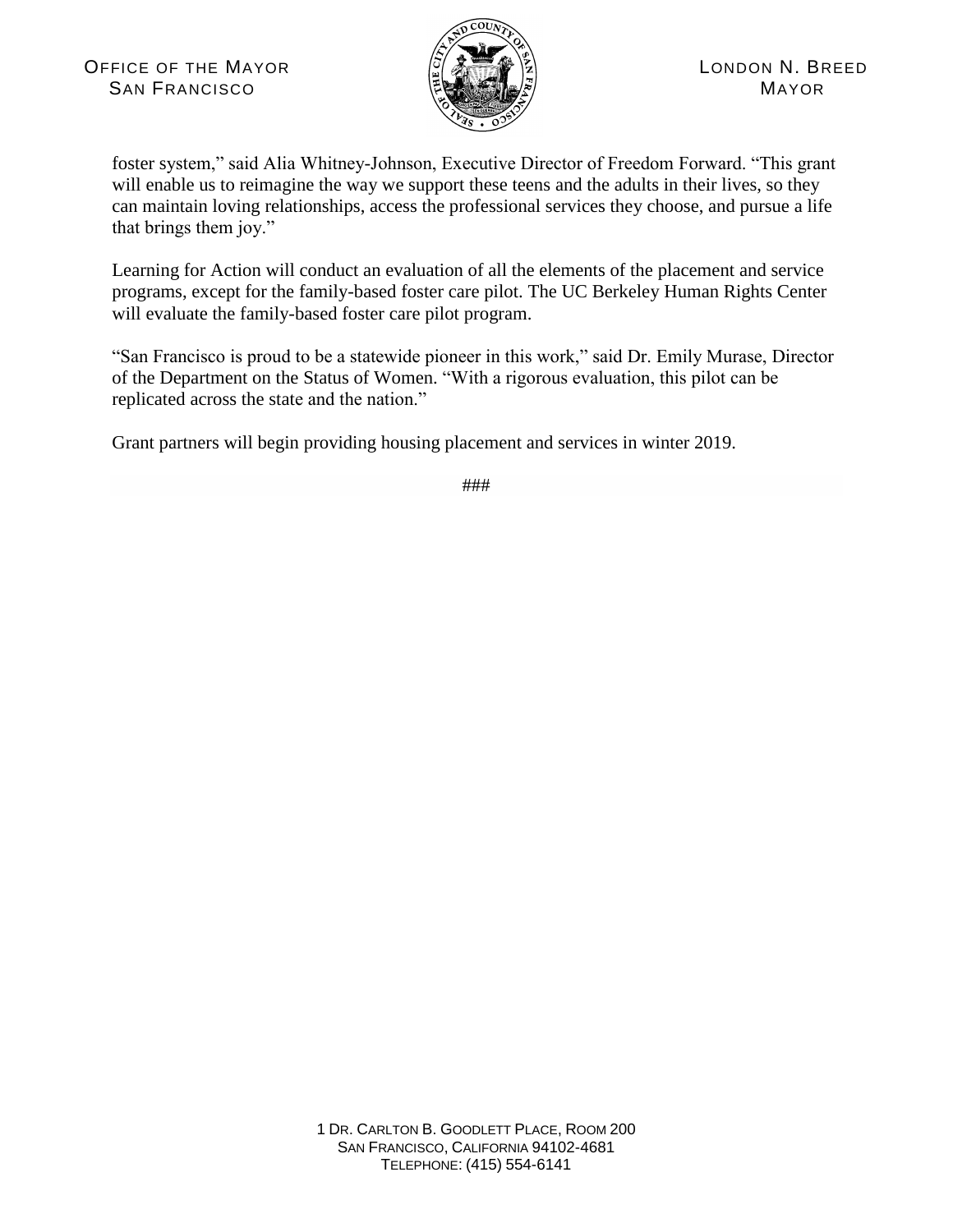foster system," said Alia Whitney-Johnson, Executive Director of Freedom Forward. "This grant will enable us to reimagine the way we support these teens and the adults in their lives, so they can maintain loving relationships, access the professional services they choose, and pursue a life that brings them joy."

Learning for Action will conduct an evaluation of all the elements of the placement and service programs, except for the family-based foster care pilot. The UC Berkeley Human Rights Center will evaluate the family-based foster care pilot program.

"San Francisco is proud to be a statewide pioneer in this work," said Dr. Emily Murase, Director of the Department on the Status of Women. "With a rigorous evaluation, this pilot can be replicated across the state and the nation."

Grant partners will begin providing housing placement and services in winter 2019.

###